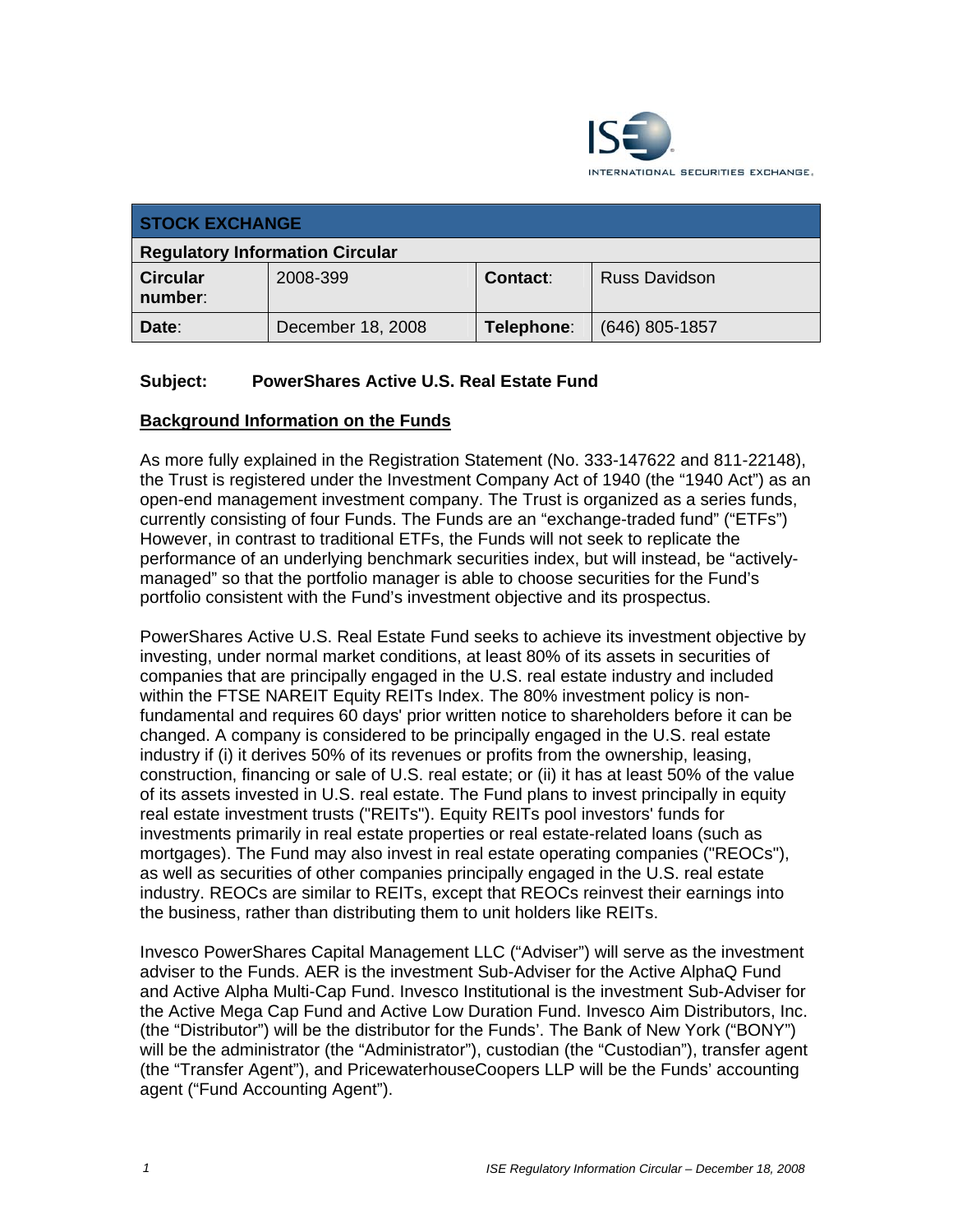ISE INTERNATIONAL SECURITIES EXCHANGE.

| STOCK EXCHANGE | | | |
|---|---|---|---|
| **Regulatory Information Circular** | | | |
| **Circular number:** | 2008-399 | **Contact:** | Russ Davidson |
| **Date:** | December 18, 2008 | **Telephone:** | (646) 805-1857 |

**Subject: PowerShares Active U.S. Real Estate Fund**

**Background Information on the Funds**

As more fully explained in the Registration Statement (No. 333-147622 and 811-22148), the Trust is registered under the Investment Company Act of 1940 (the "1940 Act") as an open-end management investment company. The Trust is organized as a series funds, currently consisting of four Funds. The Funds are an "exchange-traded fund" ("ETFs") However, in contrast to traditional ETFs, the Funds will not seek to replicate the performance of an underlying benchmark securities index, but will instead, be "actively-managed" so that the portfolio manager is able to choose securities for the Fund's portfolio consistent with the Fund's investment objective and its prospectus.

PowerShares Active U.S. Real Estate Fund seeks to achieve its investment objective by investing, under normal market conditions, at least 80% of its assets in securities of companies that are principally engaged in the U.S. real estate industry and included within the FTSE NAREIT Equity REITs Index. The 80% investment policy is non-fundamental and requires 60 days' prior written notice to shareholders before it can be changed. A company is considered to be principally engaged in the U.S. real estate industry if (i) it derives 50% of its revenues or profits from the ownership, leasing, construction, financing or sale of U.S. real estate; or (ii) it has at least 50% of the value of its assets invested in U.S. real estate. The Fund plans to invest principally in equity real estate investment trusts ("REITs"). Equity REITs pool investors' funds for investments primarily in real estate properties or real estate-related loans (such as mortgages). The Fund may also invest in real estate operating companies ("REOCs"), as well as securities of other companies principally engaged in the U.S. real estate industry. REOCs are similar to REITs, except that REOCs reinvest their earnings into the business, rather than distributing them to unit holders like REITs.

Invesco PowerShares Capital Management LLC ("Adviser") will serve as the investment adviser to the Funds. AER is the investment Sub-Adviser for the Active AlphaQ Fund and Active Alpha Multi-Cap Fund. Invesco Institutional is the investment Sub-Adviser for the Active Mega Cap Fund and Active Low Duration Fund. Invesco Aim Distributors, Inc. (the "Distributor") will be the distributor for the Funds'. The Bank of New York ("BONY") will be the administrator (the "Administrator"), custodian (the "Custodian"), transfer agent (the "Transfer Agent"), and PricewaterhouseCoopers LLP will be the Funds' accounting agent ("Fund Accounting Agent").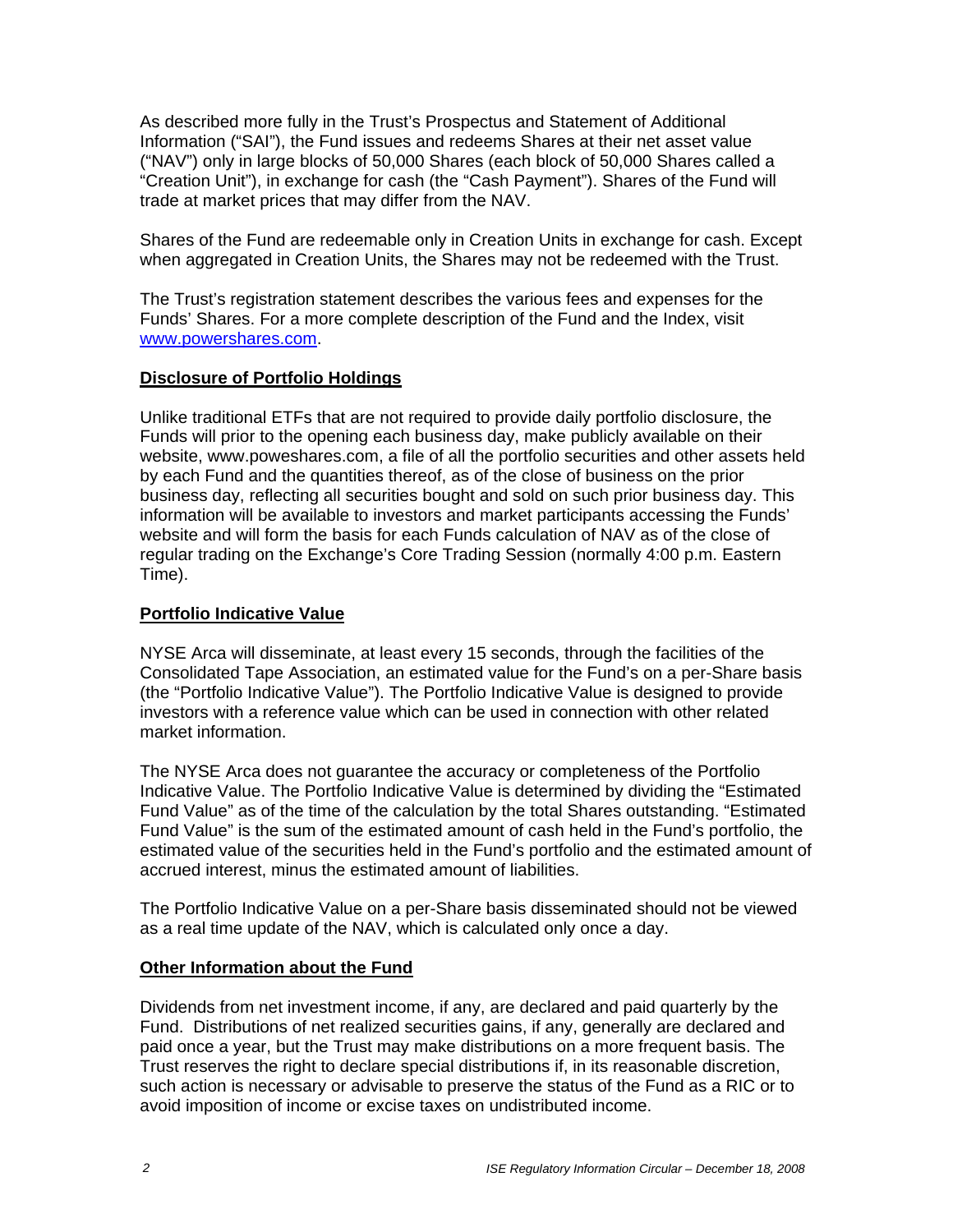As described more fully in the Trust's Prospectus and Statement of Additional Information ("SAI"), the Fund issues and redeems Shares at their net asset value ("NAV") only in large blocks of 50,000 Shares (each block of 50,000 Shares called a "Creation Unit"), in exchange for cash (the "Cash Payment"). Shares of the Fund will trade at market prices that may differ from the NAV.

Shares of the Fund are redeemable only in Creation Units in exchange for cash. Except when aggregated in Creation Units, the Shares may not be redeemed with the Trust.

The Trust's registration statement describes the various fees and expenses for the Funds' Shares. For a more complete description of the Fund and the Index, visit [www.powershares.com](http://www.powershares.com).

**Disclosure of Portfolio Holdings**

Unlike traditional ETFs that are not required to provide daily portfolio disclosure, the Funds will prior to the opening each business day, make publicly available on their website, www.poweshares.com, a file of all the portfolio securities and other assets held by each Fund and the quantities thereof, as of the close of business on the prior business day, reflecting all securities bought and sold on such prior business day. This information will be available to investors and market participants accessing the Funds' website and will form the basis for each Funds calculation of NAV as of the close of regular trading on the Exchange's Core Trading Session (normally 4:00 p.m. Eastern Time).

**Portfolio Indicative Value**

NYSE Arca will disseminate, at least every 15 seconds, through the facilities of the Consolidated Tape Association, an estimated value for the Fund's on a per-Share basis (the "Portfolio Indicative Value"). The Portfolio Indicative Value is designed to provide investors with a reference value which can be used in connection with other related market information.

The NYSE Arca does not guarantee the accuracy or completeness of the Portfolio Indicative Value. The Portfolio Indicative Value is determined by dividing the "Estimated Fund Value" as of the time of the calculation by the total Shares outstanding. "Estimated Fund Value" is the sum of the estimated amount of cash held in the Fund's portfolio, the estimated value of the securities held in the Fund's portfolio and the estimated amount of accrued interest, minus the estimated amount of liabilities.

The Portfolio Indicative Value on a per-Share basis disseminated should not be viewed as a real time update of the NAV, which is calculated only once a day.

**Other Information about the Fund**

Dividends from net investment income, if any, are declared and paid quarterly by the Fund. Distributions of net realized securities gains, if any, generally are declared and paid once a year, but the Trust may make distributions on a more frequent basis. The Trust reserves the right to declare special distributions if, in its reasonable discretion, such action is necessary or advisable to preserve the status of the Fund as a RIC or to avoid imposition of income or excise taxes on undistributed income.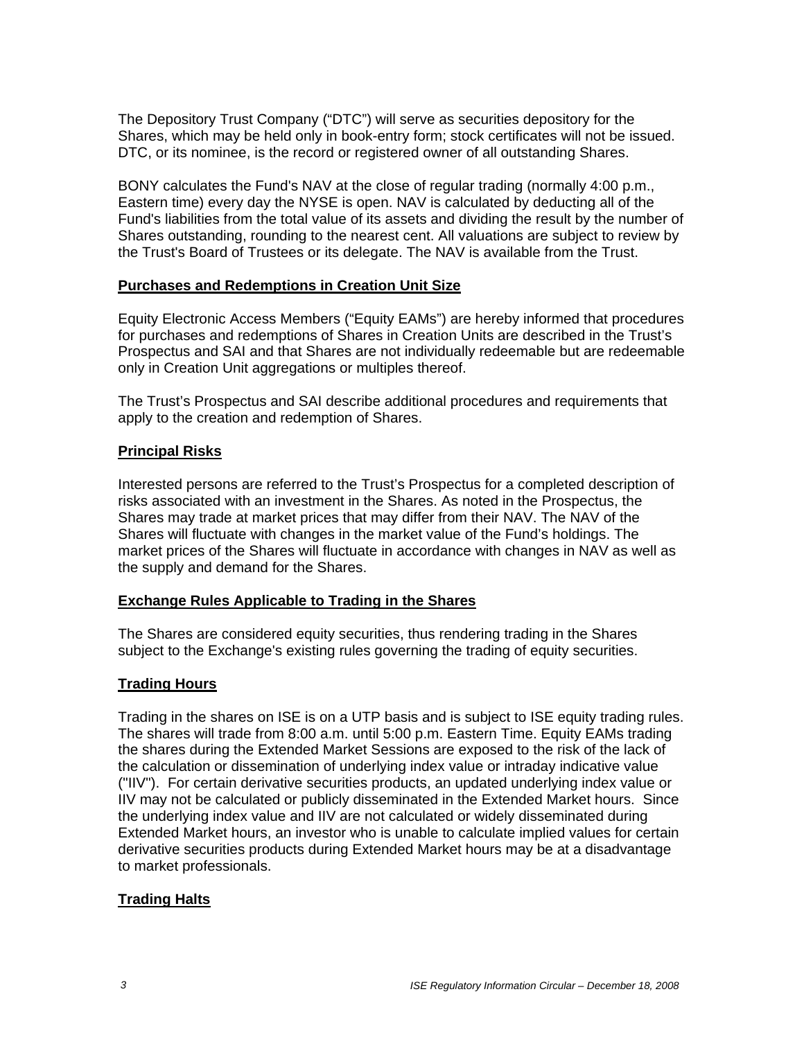The Depository Trust Company ("DTC") will serve as securities depository for the Shares, which may be held only in book-entry form; stock certificates will not be issued. DTC, or its nominee, is the record or registered owner of all outstanding Shares.

BONY calculates the Fund's NAV at the close of regular trading (normally 4:00 p.m., Eastern time) every day the NYSE is open. NAV is calculated by deducting all of the Fund's liabilities from the total value of its assets and dividing the result by the number of Shares outstanding, rounding to the nearest cent. All valuations are subject to review by the Trust's Board of Trustees or its delegate. The NAV is available from the Trust.

## Purchases and Redemptions in Creation Unit Size

Equity Electronic Access Members ("Equity EAMs") are hereby informed that procedures for purchases and redemptions of Shares in Creation Units are described in the Trust's Prospectus and SAI and that Shares are not individually redeemable but are redeemable only in Creation Unit aggregations or multiples thereof.

The Trust's Prospectus and SAI describe additional procedures and requirements that apply to the creation and redemption of Shares.

## Principal Risks

Interested persons are referred to the Trust's Prospectus for a completed description of risks associated with an investment in the Shares. As noted in the Prospectus, the Shares may trade at market prices that may differ from their NAV. The NAV of the Shares will fluctuate with changes in the market value of the Fund's holdings. The market prices of the Shares will fluctuate in accordance with changes in NAV as well as the supply and demand for the Shares.

## Exchange Rules Applicable to Trading in the Shares

The Shares are considered equity securities, thus rendering trading in the Shares subject to the Exchange's existing rules governing the trading of equity securities.

## Trading Hours

Trading in the shares on ISE is on a UTP basis and is subject to ISE equity trading rules. The shares will trade from 8:00 a.m. until 5:00 p.m. Eastern Time. Equity EAMs trading the shares during the Extended Market Sessions are exposed to the risk of the lack of the calculation or dissemination of underlying index value or intraday indicative value ("IIV"). For certain derivative securities products, an updated underlying index value or IIV may not be calculated or publicly disseminated in the Extended Market hours. Since the underlying index value and IIV are not calculated or widely disseminated during Extended Market hours, an investor who is unable to calculate implied values for certain derivative securities products during Extended Market hours may be at a disadvantage to market professionals.

## Trading Halts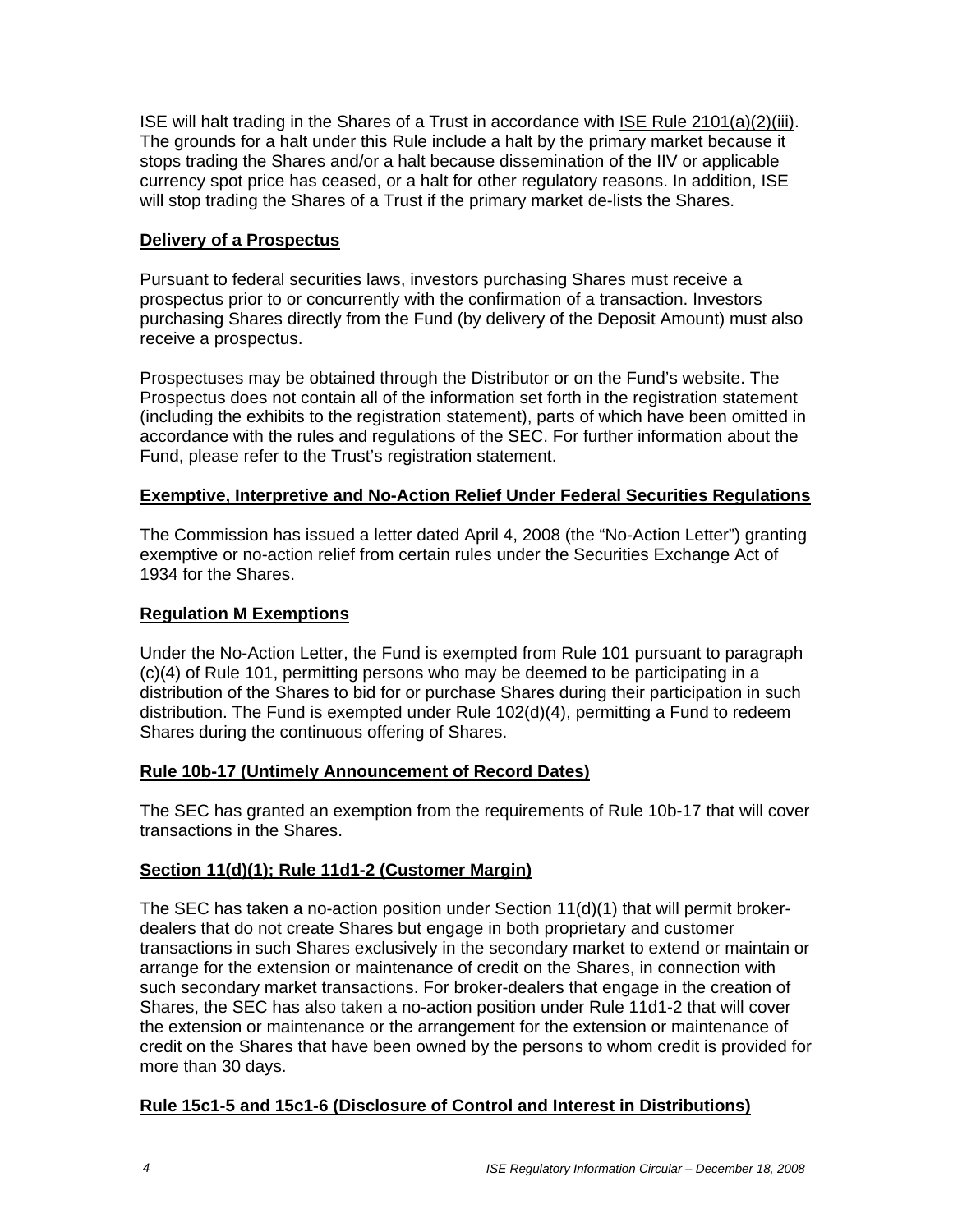ISE will halt trading in the Shares of a Trust in accordance with ISE Rule 2101(a)(2)(iii). The grounds for a halt under this Rule include a halt by the primary market because it stops trading the Shares and/or a halt because dissemination of the IIV or applicable currency spot price has ceased, or a halt for other regulatory reasons. In addition, ISE will stop trading the Shares of a Trust if the primary market de-lists the Shares.

**Delivery of a Prospectus**

Pursuant to federal securities laws, investors purchasing Shares must receive a prospectus prior to or concurrently with the confirmation of a transaction. Investors purchasing Shares directly from the Fund (by delivery of the Deposit Amount) must also receive a prospectus.

Prospectuses may be obtained through the Distributor or on the Fund's website. The Prospectus does not contain all of the information set forth in the registration statement (including the exhibits to the registration statement), parts of which have been omitted in accordance with the rules and regulations of the SEC. For further information about the Fund, please refer to the Trust's registration statement.

**Exemptive, Interpretive and No-Action Relief Under Federal Securities Regulations**

The Commission has issued a letter dated April 4, 2008 (the "No-Action Letter") granting exemptive or no-action relief from certain rules under the Securities Exchange Act of 1934 for the Shares.

**Regulation M Exemptions**

Under the No-Action Letter, the Fund is exempted from Rule 101 pursuant to paragraph (c)(4) of Rule 101, permitting persons who may be deemed to be participating in a distribution of the Shares to bid for or purchase Shares during their participation in such distribution. The Fund is exempted under Rule 102(d)(4), permitting a Fund to redeem Shares during the continuous offering of Shares.

**Rule 10b-17 (Untimely Announcement of Record Dates)**

The SEC has granted an exemption from the requirements of Rule 10b-17 that will cover transactions in the Shares.

**Section 11(d)(1); Rule 11d1-2 (Customer Margin)**

The SEC has taken a no-action position under Section 11(d)(1) that will permit broker-dealers that do not create Shares but engage in both proprietary and customer transactions in such Shares exclusively in the secondary market to extend or maintain or arrange for the extension or maintenance of credit on the Shares, in connection with such secondary market transactions. For broker-dealers that engage in the creation of Shares, the SEC has also taken a no-action position under Rule 11d1-2 that will cover the extension or maintenance or the arrangement for the extension or maintenance of credit on the Shares that have been owned by the persons to whom credit is provided for more than 30 days.

**Rule 15c1-5 and 15c1-6 (Disclosure of Control and Interest in Distributions)**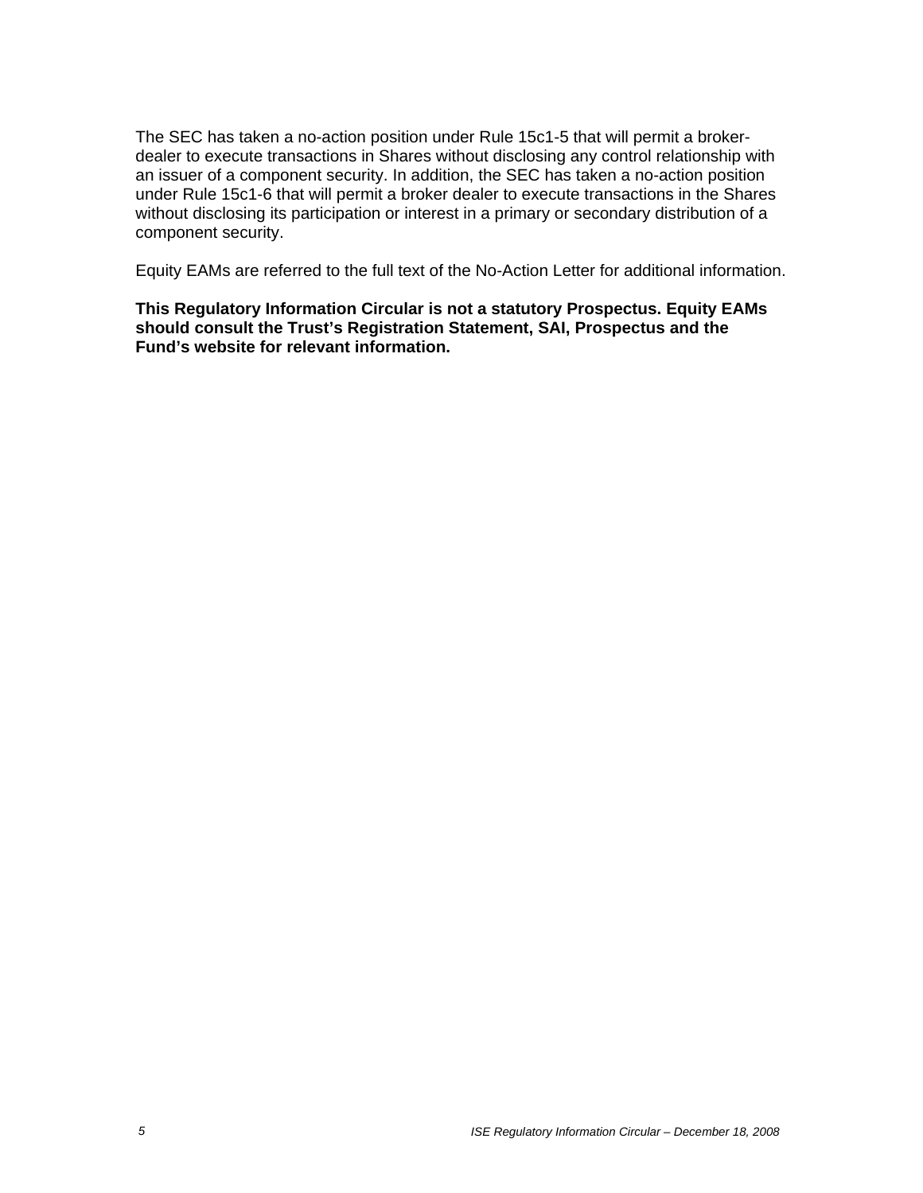The SEC has taken a no-action position under Rule 15c1-5 that will permit a broker-dealer to execute transactions in Shares without disclosing any control relationship with an issuer of a component security. In addition, the SEC has taken a no-action position under Rule 15c1-6 that will permit a broker dealer to execute transactions in the Shares without disclosing its participation or interest in a primary or secondary distribution of a component security.

Equity EAMs are referred to the full text of the No-Action Letter for additional information.

**This Regulatory Information Circular is not a statutory Prospectus. Equity EAMs should consult the Trust's Registration Statement, SAI, Prospectus and the Fund's website for relevant information.**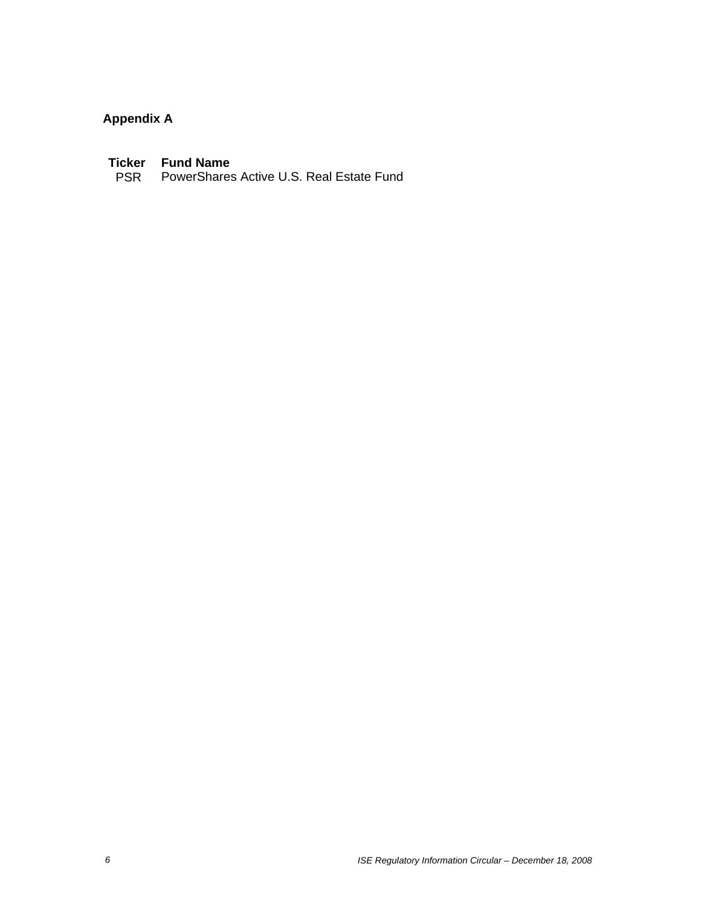## Appendix A

| Ticker | Fund Name |
|---|---|
| PSR | PowerShares Active U.S. Real Estate Fund |